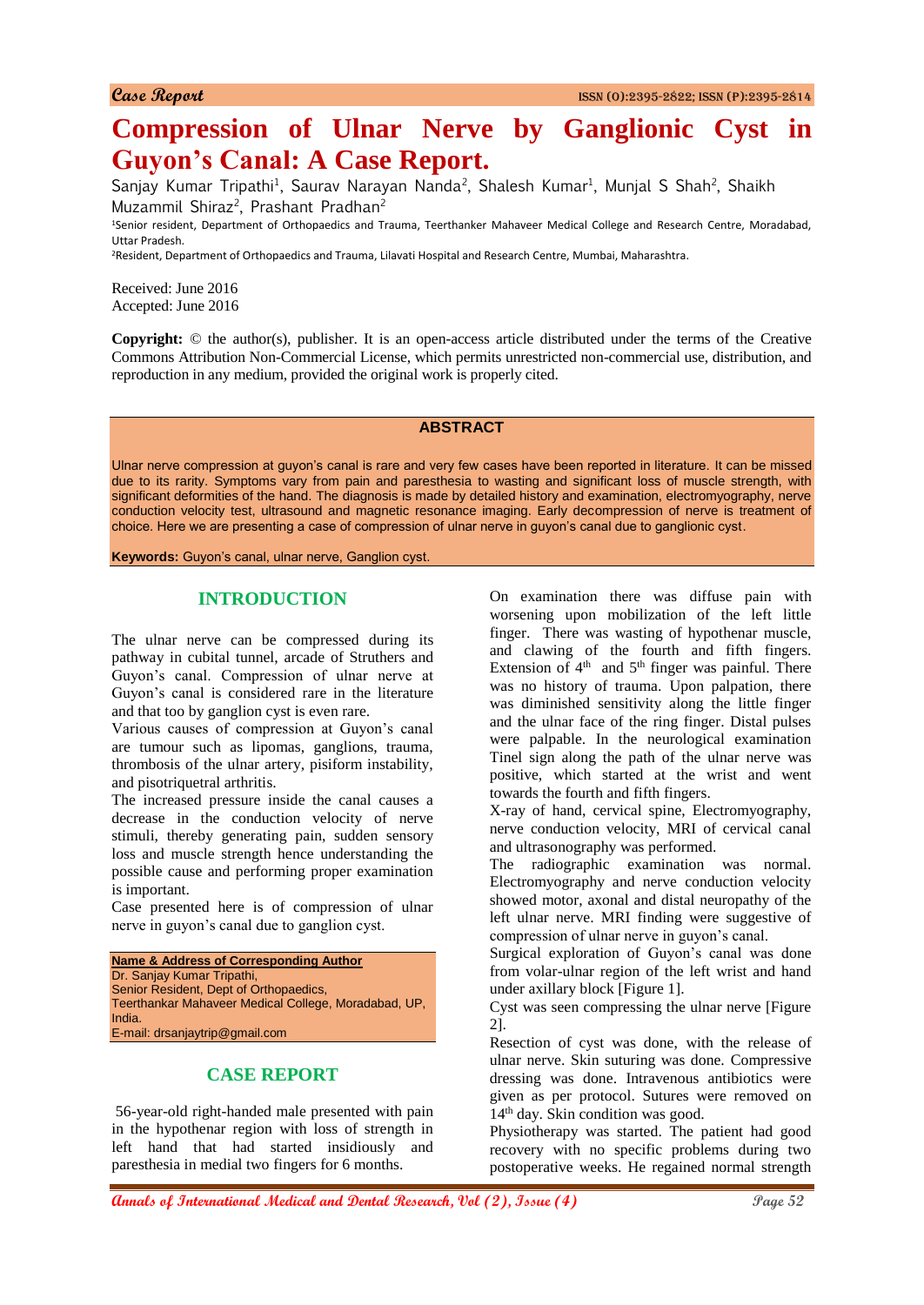Case Report

# Compression of Ulnar Nerve by Ganglionic Cyst in Guyon's Canal: A Case Report.

Sanjay Kumar Tripathi[1], Saurav Narayan Nanda[2], Shalesh Kumar[1], Munjal S Shah[2], Shaikh Muzammil Shiraz[2], Prashant Pradhan[2]

[1]Senior resident, Department of Orthopaedics and Trauma, Teerthanker Mahaveer Medical College and Research Centre, Moradabad, Uttar Pradesh.

[2]Resident, Department of Orthopaedics and Trauma, Lilavati Hospital and Research Centre, Mumbai, Maharashtra.

Received: June 2016
Accepted: June 2016

**Copyright:** © the author(s), publisher. It is an open-access article distributed under the terms of the Creative Commons Attribution Non-Commercial License, which permits unrestricted non-commercial use, distribution, and reproduction in any medium, provided the original work is properly cited.

## ABSTRACT

Ulnar nerve compression at guyon's canal is rare and very few cases have been reported in literature. It can be missed due to its rarity. Symptoms vary from pain and paresthesia to wasting and significant loss of muscle strength, with significant deformities of the hand. The diagnosis is made by detailed history and examination, electromyography, nerve conduction velocity test, ultrasound and magnetic resonance imaging. Early decompression of nerve is treatment of choice. Here we are presenting a case of compression of ulnar nerve in guyon's canal due to ganglionic cyst.

**Keywords:** Guyon's canal, ulnar nerve, Ganglion cyst.

## INTRODUCTION

The ulnar nerve can be compressed during its pathway in cubital tunnel, arcade of Struthers and Guyon's canal. Compression of ulnar nerve at Guyon's canal is considered rare in the literature and that too by ganglion cyst is even rare.

Various causes of compression at Guyon's canal are tumour such as lipomas, ganglions, trauma, thrombosis of the ulnar artery, pisiform instability, and pisotriquetral arthritis.

The increased pressure inside the canal causes a decrease in the conduction velocity of nerve stimuli, thereby generating pain, sudden sensory loss and muscle strength hence understanding the possible cause and performing proper examination is important.

Case presented here is of compression of ulnar nerve in guyon's canal due to ganglion cyst.

**Name & Address of Corresponding Author**
Dr. Sanjay Kumar Tripathi,
Senior Resident, Dept of Orthopaedics,
Teerthankar Mahaveer Medical College, Moradabad, UP, India.
E-mail: drsanjaytrip@gmail.com

## CASE REPORT

56-year-old right-handed male presented with pain in the hypothenar region with loss of strength in left hand that had started insidiously and paresthesia in medial two fingers for 6 months.

On examination there was diffuse pain with worsening upon mobilization of the left little finger. There was wasting of hypothenar muscle, and clawing of the fourth and fifth fingers. Extension of 4th and 5th finger was painful. There was no history of trauma. Upon palpation, there was diminished sensitivity along the little finger and the ulnar face of the ring finger. Distal pulses were palpable. In the neurological examination Tinel sign along the path of the ulnar nerve was positive, which started at the wrist and went towards the fourth and fifth fingers.

X-ray of hand, cervical spine, Electromyography, nerve conduction velocity, MRI of cervical canal and ultrasonography was performed.

The radiographic examination was normal. Electromyography and nerve conduction velocity showed motor, axonal and distal neuropathy of the left ulnar nerve. MRI finding were suggestive of compression of ulnar nerve in guyon's canal.

Surgical exploration of Guyon's canal was done from volar-ulnar region of the left wrist and hand under axillary block [Figure 1].

Cyst was seen compressing the ulnar nerve [Figure 2].

Resection of cyst was done, with the release of ulnar nerve. Skin suturing was done. Compressive dressing was done. Intravenous antibiotics were given as per protocol. Sutures were removed on 14th day. Skin condition was good.

Physiotherapy was started. The patient had good recovery with no specific problems during two postoperative weeks. He regained normal strength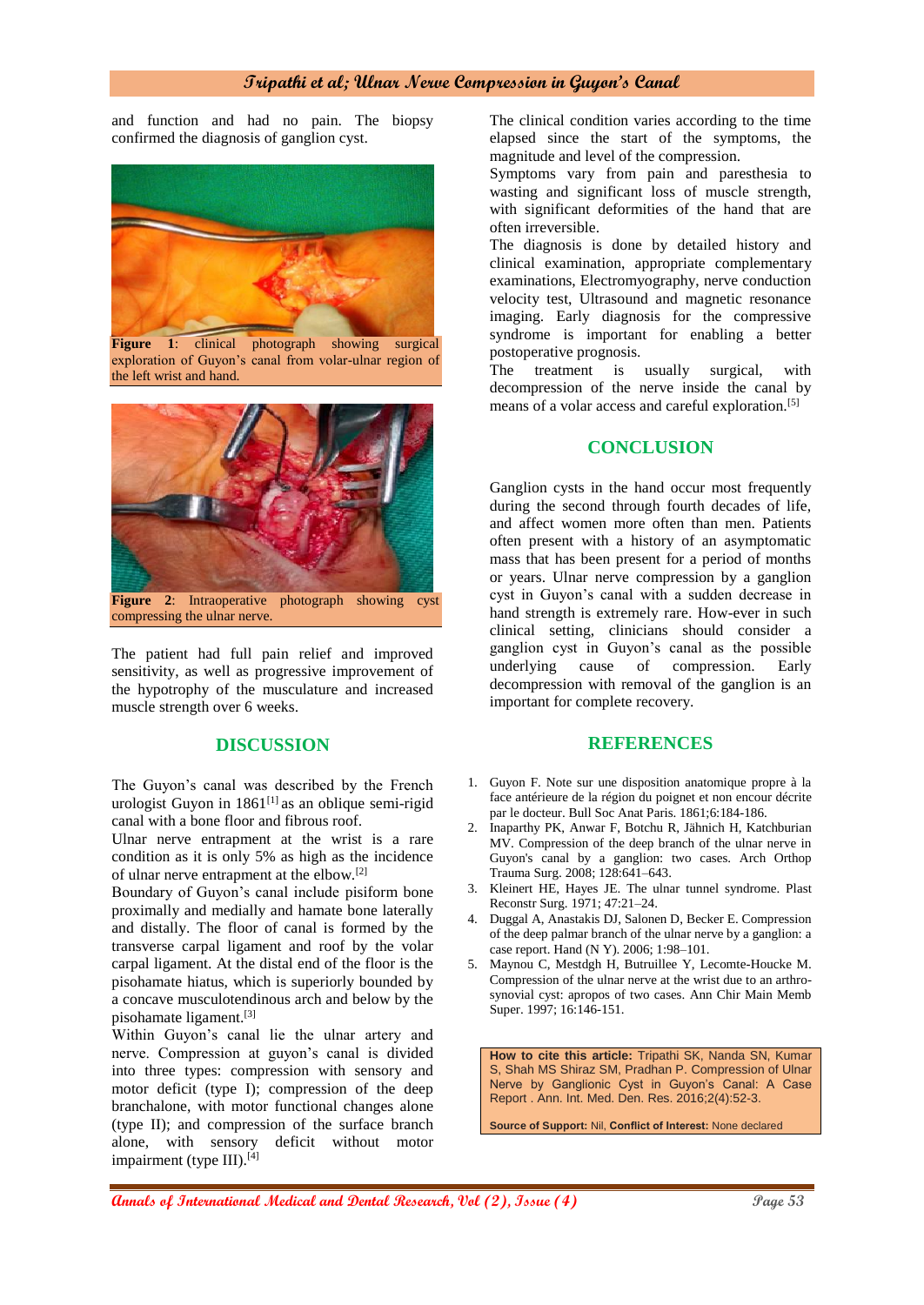and function and had no pain. The biopsy confirmed the diagnosis of ganglion cyst.

**Figure 1**: clinical photograph showing surgical exploration of Guyon's canal from volar-ulnar region of the left wrist and hand.

**Figure 2**: Intraoperative photograph showing cyst compressing the ulnar nerve.

The patient had full pain relief and improved sensitivity, as well as progressive improvement of the hypotrophy of the musculature and increased muscle strength over 6 weeks.

## DISCUSSION

The Guyon's canal was described by the French urologist Guyon in 1861[1] as an oblique semi-rigid canal with a bone floor and fibrous roof.

Ulnar nerve entrapment at the wrist is a rare condition as it is only 5% as high as the incidence of ulnar nerve entrapment at the elbow.[2]

Boundary of Guyon's canal include pisiform bone proximally and medially and hamate bone laterally and distally. The floor of canal is formed by the transverse carpal ligament and roof by the volar carpal ligament. At the distal end of the floor is the pisohamate hiatus, which is superiorly bounded by a concave musculotendinous arch and below by the pisohamate ligament.[3]

Within Guyon's canal lie the ulnar artery and nerve. Compression at guyon's canal is divided into three types: compression with sensory and motor deficit (type I); compression of the deep branchalone, with motor functional changes alone (type II); and compression of the surface branch alone, with sensory deficit without motor impairment (type III).[4]

The clinical condition varies according to the time elapsed since the start of the symptoms, the magnitude and level of the compression.

Symptoms vary from pain and paresthesia to wasting and significant loss of muscle strength, with significant deformities of the hand that are often irreversible.

The diagnosis is done by detailed history and clinical examination, appropriate complementary examinations, Electromyography, nerve conduction velocity test, Ultrasound and magnetic resonance imaging. Early diagnosis for the compressive syndrome is important for enabling a better postoperative prognosis.

The treatment is usually surgical, with decompression of the nerve inside the canal by means of a volar access and careful exploration.[5]

## CONCLUSION

Ganglion cysts in the hand occur most frequently during the second through fourth decades of life, and affect women more often than men. Patients often present with a history of an asymptomatic mass that has been present for a period of months or years. Ulnar nerve compression by a ganglion cyst in Guyon's canal with a sudden decrease in hand strength is extremely rare. How-ever in such clinical setting, clinicians should consider a ganglion cyst in Guyon's canal as the possible underlying cause of compression. Early decompression with removal of the ganglion is an important for complete recovery.

## REFERENCES

1. Guyon F. Note sur une disposition anatomique propre à la face antérieure de la région du poignet et non encour décrite par le docteur. Bull Soc Anat Paris. 1861;6:184-186.
2. Inaparthy PK, Anwar F, Botchu R, Jähnich H, Katchburian MV. Compression of the deep branch of the ulnar nerve in Guyon's canal by a ganglion: two cases. Arch Orthop Trauma Surg. 2008; 128:641–643.
3. Kleinert HE, Hayes JE. The ulnar tunnel syndrome. Plast Reconstr Surg. 1971; 47:21–24.
4. Duggal A, Anastakis DJ, Salonen D, Becker E. Compression of the deep palmar branch of the ulnar nerve by a ganglion: a case report. Hand (N Y). 2006; 1:98–101.
5. Maynou C, Mestdgh H, Butruillee Y, Lecomte-Houcke M. Compression of the ulnar nerve at the wrist due to an arthro-synovial cyst: apropos of two cases. Ann Chir Main Memb Super. 1997; 16:146-151.

**How to cite this article:** Tripathi SK, Nanda SN, Kumar S, Shah MS Shiraz SM, Pradhan P. Compression of Ulnar Nerve by Ganglionic Cyst in Guyon's Canal: A Case Report . Ann. Int. Med. Den. Res. 2016;2(4):52-3.

**Source of Support:** Nil, **Conflict of Interest:** None declared